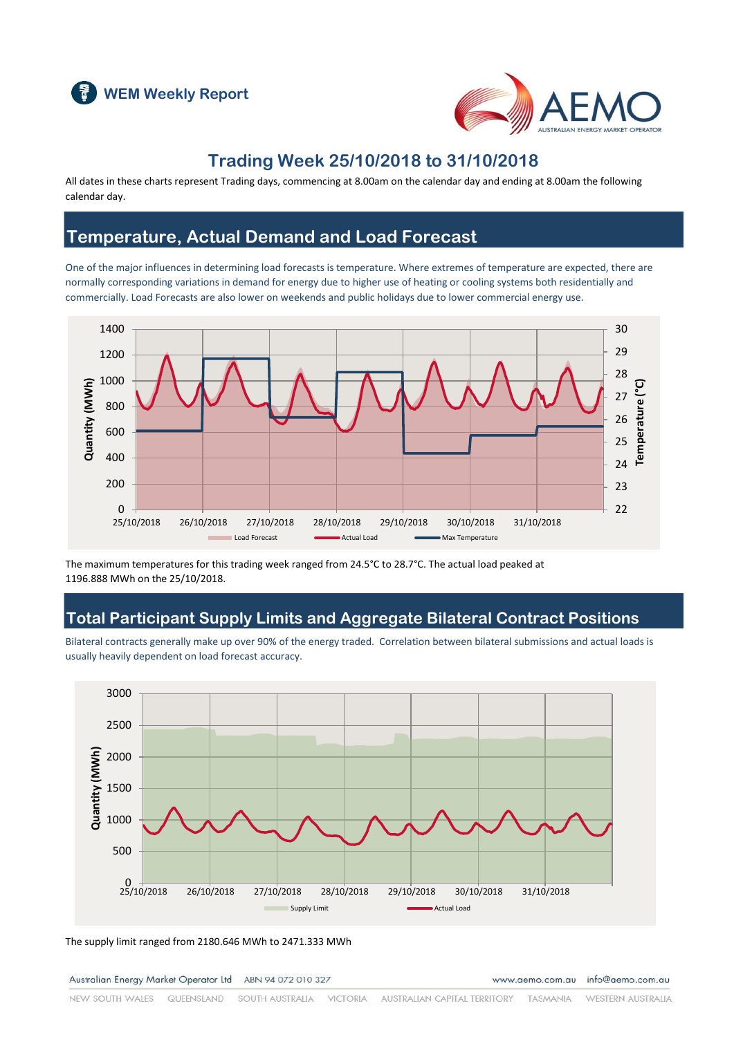# WEM Weekly Report

## Trading Week 25/10/2018 to 31/10/2018

All dates in these charts represent Trading days, commencing at 8.00am on the calendar day and ending at 8.00am the following calendar day.

## Temperature, Actual Demand and Load Forecast

One of the major influences in determining load forecasts is temperature. Where extremes of temperature are expected, there are normally corresponding variations in demand for energy due to higher use of heating or cooling systems both residentially and commercially. Load Forecasts are also lower on weekends and public holidays due to lower commercial energy use.

The maximum temperatures for this trading week ranged from 24.5°C to 28.7°C. The actual load peaked at 1196.888 MWh on the 25/10/2018.

## Total Participant Supply Limits and Aggregate Bilateral Contract Positions

Bilateral contracts generally make up over 90% of the energy traded. Correlation between bilateral submissions and actual loads is usually heavily dependent on load forecast accuracy.

The supply limit ranged from 2180.646 MWh to 2471.333 MWh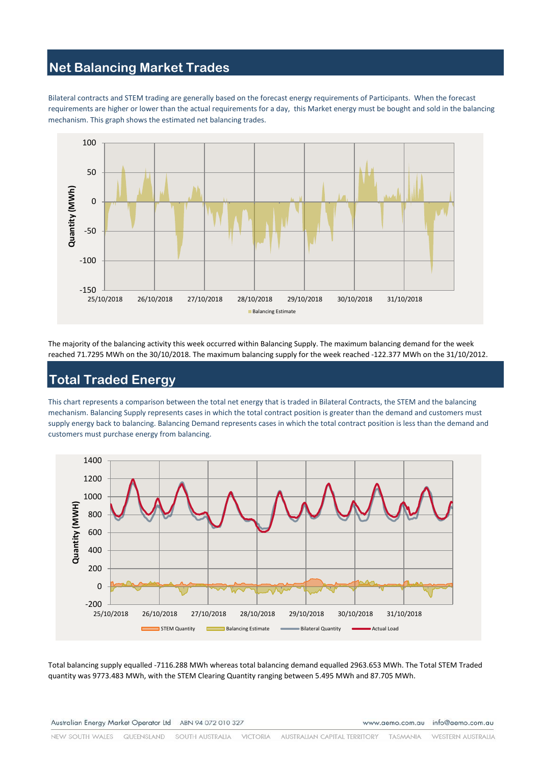## Net Balancing Market Trades

Bilateral contracts and STEM trading are generally based on the forecast energy requirements of Participants. When the forecast requirements are higher or lower than the actual requirements for a day, this Market energy must be bought and sold in the balancing mechanism. This graph shows the estimated net balancing trades.

The majority of the balancing activity this week occurred within Balancing Supply. The maximum balancing demand for the week reached 71.7295 MWh on the 30/10/2018. The maximum balancing supply for the week reached -122.377 MWh on the 31/10/2012.

## Total Traded Energy

This chart represents a comparison between the total net energy that is traded in Bilateral Contracts, the STEM and the balancing mechanism. Balancing Supply represents cases in which the total contract position is greater than the demand and customers must supply energy back to balancing. Balancing Demand represents cases in which the total contract position is less than the demand and customers must purchase energy from balancing.

Total balancing supply equalled -7116.288 MWh whereas total balancing demand equalled 2963.653 MWh. The Total STEM Traded quantity was 9773.483 MWh, with the STEM Clearing Quantity ranging between 5.495 MWh and 87.705 MWh.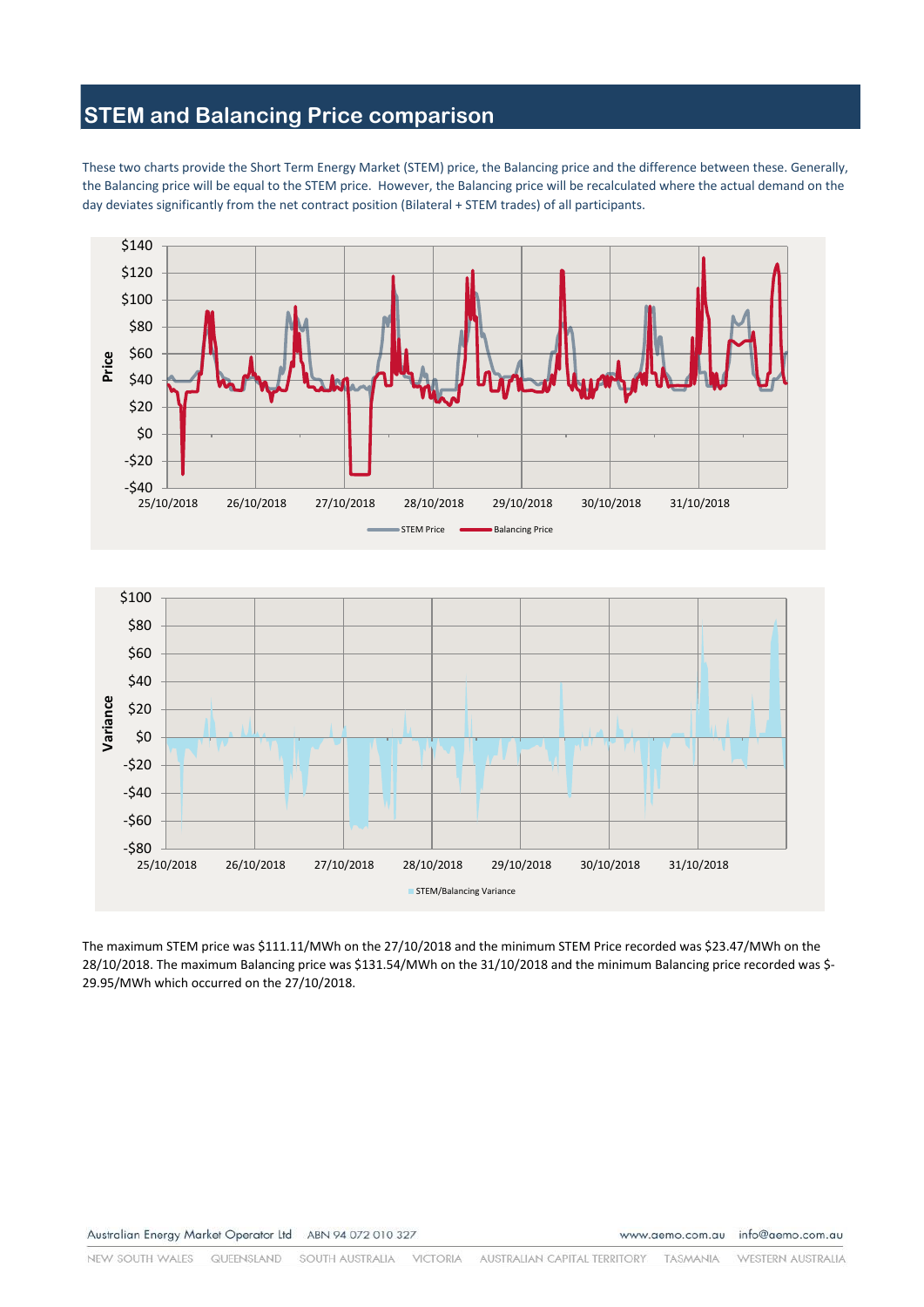## STEM and Balancing Price comparison

These two charts provide the Short Term Energy Market (STEM) price, the Balancing price and the difference between these. Generally, the Balancing price will be equal to the STEM price. However, the Balancing price will be recalculated where the actual demand on the day deviates significantly from the net contract position (Bilateral + STEM trades) of all participants.

Price

$140
$120
$100
$80
$60
$40
$20
$0
-$20
-$40

25/10/2018 26/10/2018 27/10/2018 28/10/2018 29/10/2018 30/10/2018 31/10/2018

STEM Price Balancing Price

Variance

$100
$80
$60
$40
$20
$0
-$20
-$40
-$60
-$80

25/10/2018 26/10/2018 27/10/2018 28/10/2018 29/10/2018 30/10/2018 31/10/2018

STEM/Balancing Variance

The maximum STEM price was $111.11/MWh on the 27/10/2018 and the minimum STEM Price recorded was $23.47/MWh on the 28/10/2018. The maximum Balancing price was $131.54/MWh on the 31/10/2018 and the minimum Balancing price recorded was $-29.95/MWh which occurred on the 27/10/2018.